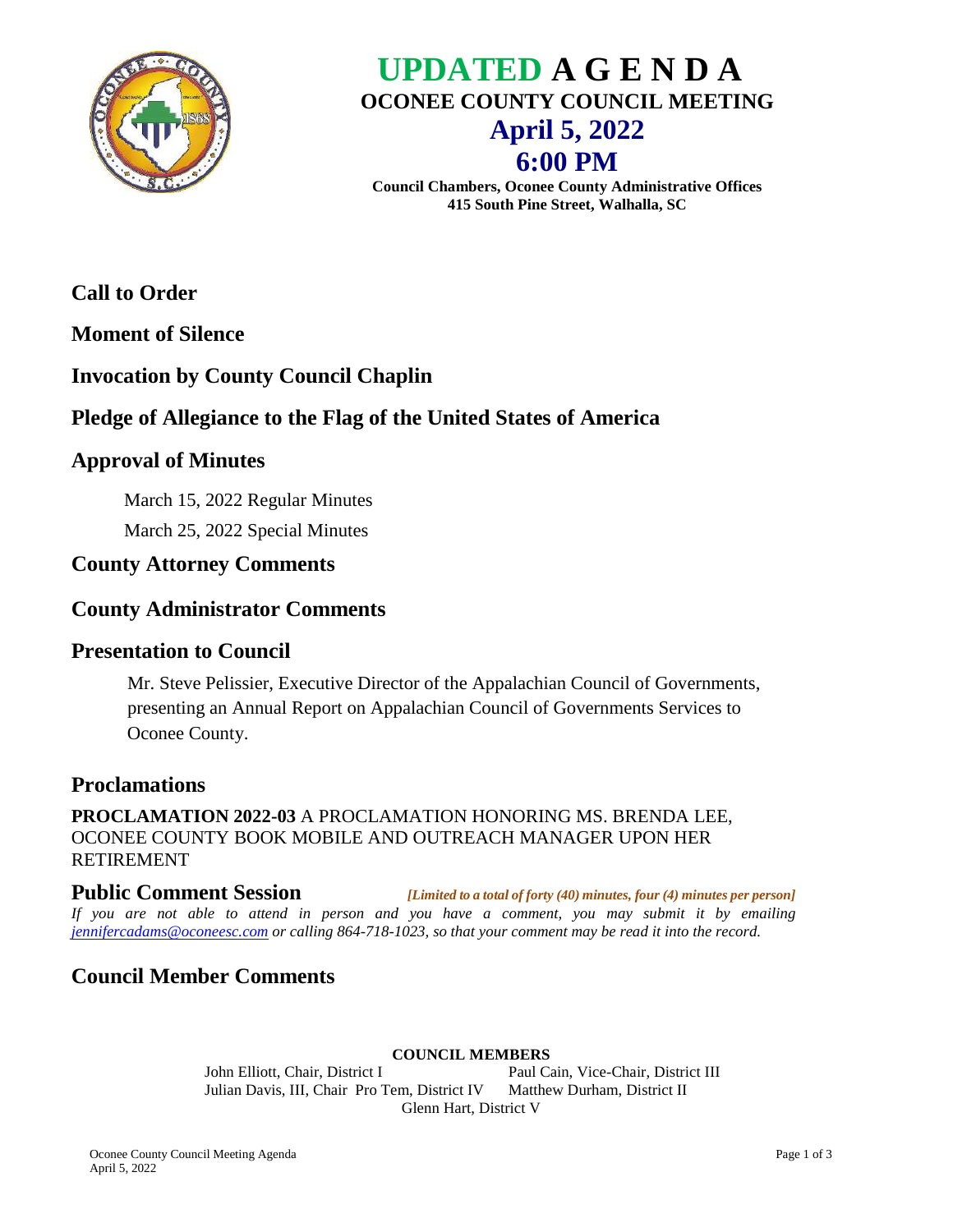# UPDATED A G E N D A

## OCONEE COUNTY COUNCIL MEETING

## April 5, 2022

## 6:00 PM

**Council Chambers, Oconee County Administrative Offices**
**415 South Pine Street, Walhalla, SC**

## Call to Order

## Moment of Silence

## Invocation by County Council Chaplin

## Pledge of Allegiance to the Flag of the United States of America

## Approval of Minutes

March 15, 2022 Regular Minutes

March 25, 2022 Special Minutes

## County Attorney Comments

## County Administrator Comments

## Presentation to Council

Mr. Steve Pelissier, Executive Director of the Appalachian Council of Governments, presenting an Annual Report on Appalachian Council of Governments Services to Oconee County.

## Proclamations

**PROCLAMATION 2022-03** A PROCLAMATION HONORING MS. BRENDA LEE, OCONEE COUNTY BOOK MOBILE AND OUTREACH MANAGER UPON HER RETIREMENT

## Public Comment Session

***[Limited to a total of forty (40) minutes, four (4) minutes per person]***

*If you are not able to attend in person and you have a comment, you may submit it by emailing jennifercadams@oconeesc.com or calling 864-718-1023, so that your comment may be read it into the record.*

## Council Member Comments

**COUNCIL MEMBERS**

John Elliott, Chair, District I
Paul Cain, Vice-Chair, District III
Julian Davis, III, Chair Pro Tem, District IV
Matthew Durham, District II
Glenn Hart, District V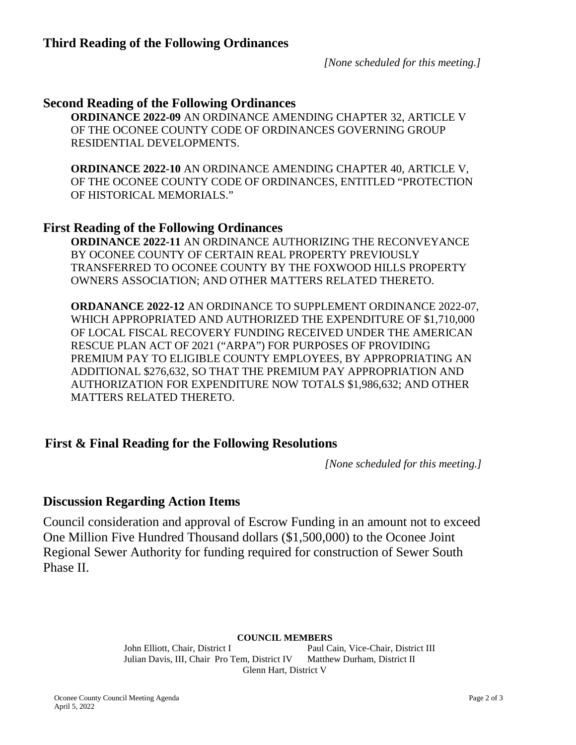## Third Reading of the Following Ordinances

*[None scheduled for this meeting.]*

## Second Reading of the Following Ordinances

**ORDINANCE 2022-09** AN ORDINANCE AMENDING CHAPTER 32, ARTICLE V OF THE OCONEE COUNTY CODE OF ORDINANCES GOVERNING GROUP RESIDENTIAL DEVELOPMENTS.

**ORDINANCE 2022-10** AN ORDINANCE AMENDING CHAPTER 40, ARTICLE V, OF THE OCONEE COUNTY CODE OF ORDINANCES, ENTITLED "PROTECTION OF HISTORICAL MEMORIALS."

## First Reading of the Following Ordinances

**ORDINANCE 2022-11** AN ORDINANCE AUTHORIZING THE RECONVEYANCE BY OCONEE COUNTY OF CERTAIN REAL PROPERTY PREVIOUSLY TRANSFERRED TO OCONEE COUNTY BY THE FOXWOOD HILLS PROPERTY OWNERS ASSOCIATION; AND OTHER MATTERS RELATED THERETO.

**ORDANANCE 2022-12** AN ORDINANCE TO SUPPLEMENT ORDINANCE 2022-07, WHICH APPROPRIATED AND AUTHORIZED THE EXPENDITURE OF $1,710,000 OF LOCAL FISCAL RECOVERY FUNDING RECEIVED UNDER THE AMERICAN RESCUE PLAN ACT OF 2021 ("ARPA") FOR PURPOSES OF PROVIDING PREMIUM PAY TO ELIGIBLE COUNTY EMPLOYEES, BY APPROPRIATING AN ADDITIONAL $276,632, SO THAT THE PREMIUM PAY APPROPRIATION AND AUTHORIZATION FOR EXPENDITURE NOW TOTALS $1,986,632; AND OTHER MATTERS RELATED THERETO.

## First & Final Reading for the Following Resolutions

*[None scheduled for this meeting.]*

## Discussion Regarding Action Items

Council consideration and approval of Escrow Funding in an amount not to exceed One Million Five Hundred Thousand dollars ($1,500,000) to the Oconee Joint Regional Sewer Authority for funding required for construction of Sewer South Phase II.

**COUNCIL MEMBERS**

John Elliott, Chair, District I
Paul Cain, Vice-Chair, District III
Julian Davis, III, Chair Pro Tem, District IV
Matthew Durham, District II
Glenn Hart, District V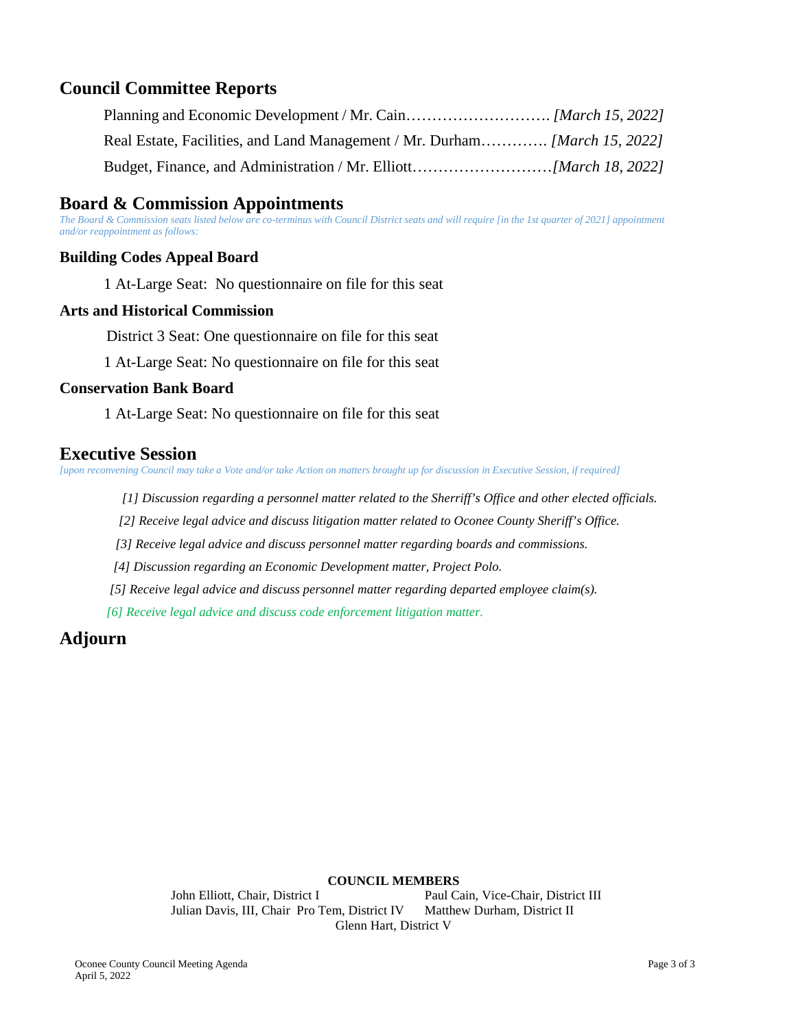## Council Committee Reports

Planning and Economic Development / Mr. Cain………………………. *[March 15, 2022]*

Real Estate, Facilities, and Land Management / Mr. Durham…………. *[March 15, 2022]*

Budget, Finance, and Administration / Mr. Elliott………………………*[March 18, 2022]*

## Board & Commission Appointments

*The Board & Commission seats listed below are co-terminus with Council District seats and will require [in the 1st quarter of 2021] appointment and/or reappointment as follows:*

### Building Codes Appeal Board

1 At-Large Seat: No questionnaire on file for this seat

### Arts and Historical Commission

District 3 Seat: One questionnaire on file for this seat

1 At-Large Seat: No questionnaire on file for this seat

### Conservation Bank Board

1 At-Large Seat: No questionnaire on file for this seat

## Executive Session

*[upon reconvening Council may take a Vote and/or take Action on matters brought up for discussion in Executive Session, if required]*

*[1] Discussion regarding a personnel matter related to the Sherriff's Office and other elected officials.*

*[2] Receive legal advice and discuss litigation matter related to Oconee County Sheriff's Office.*

*[3] Receive legal advice and discuss personnel matter regarding boards and commissions.*

*[4] Discussion regarding an Economic Development matter, Project Polo.*

*[5] Receive legal advice and discuss personnel matter regarding departed employee claim(s).*

*[6] Receive legal advice and discuss code enforcement litigation matter.*

## Adjourn

**COUNCIL MEMBERS**

John Elliott, Chair, District I
Paul Cain, Vice-Chair, District III
Julian Davis, III, Chair Pro Tem, District IV
Matthew Durham, District II
Glenn Hart, District V